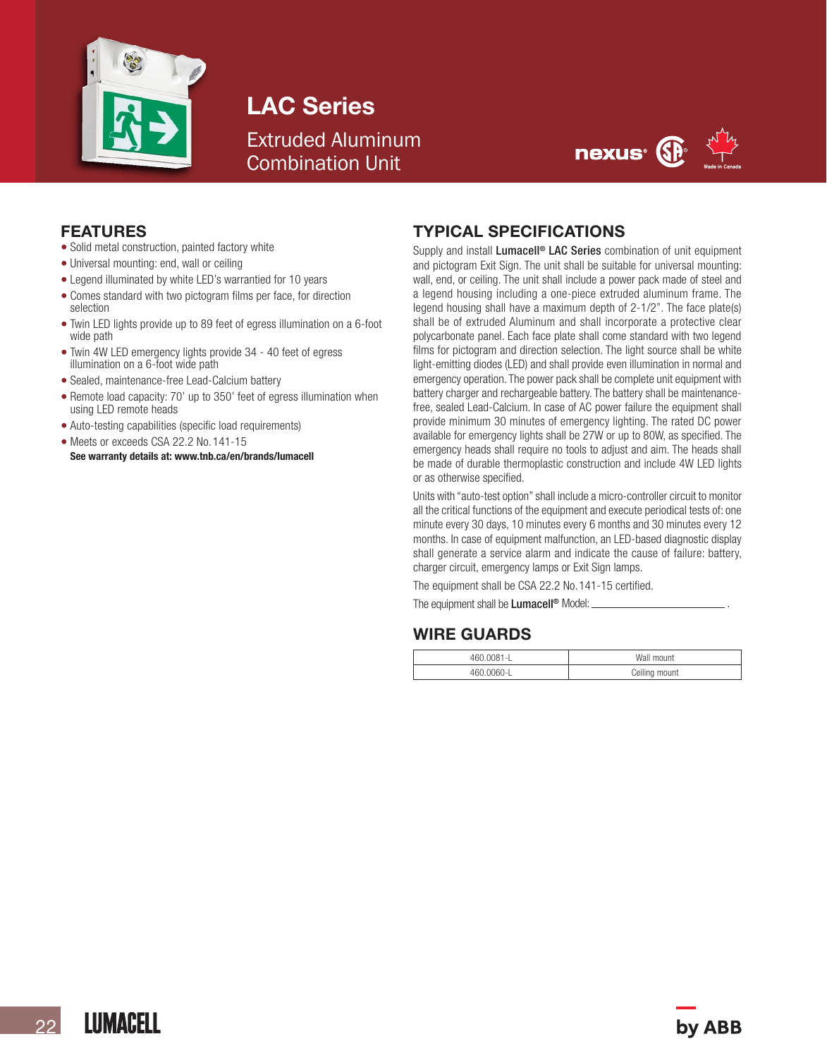# LAC Series

Extruded Aluminum Combination Unit

## FEATURES

- Solid metal construction, painted factory white
- Universal mounting: end, wall or ceiling
- Legend illuminated by white LED's warrantied for 10 years
- Comes standard with two pictogram films per face, for direction selection
- Twin LED lights provide up to 89 feet of egress illumination on a 6-foot wide path
- Twin 4W LED emergency lights provide 34 - 40 feet of egress illumination on a 6-foot wide path
- Sealed, maintenance-free Lead-Calcium battery
- Remote load capacity: 70' up to 350' feet of egress illumination when using LED remote heads
- Auto-testing capabilities (specific load requirements)
- Meets or exceeds CSA 22.2 No. 141-15

**See warranty details at: www.tnb.ca/en/brands/lumacell**

## TYPICAL SPECIFICATIONS

Supply and install **Lumacell® LAC Series** combination of unit equipment and pictogram Exit Sign. The unit shall be suitable for universal mounting: wall, end, or ceiling. The unit shall include a power pack made of steel and a legend housing including a one-piece extruded aluminum frame. The legend housing shall have a maximum depth of 2-1/2". The face plate(s) shall be of extruded Aluminum and shall incorporate a protective clear polycarbonate panel. Each face plate shall come standard with two legend films for pictogram and direction selection. The light source shall be white light-emitting diodes (LED) and shall provide even illumination in normal and emergency operation. The power pack shall be complete unit equipment with battery charger and rechargeable battery. The battery shall be maintenance-free, sealed Lead-Calcium. In case of AC power failure the equipment shall provide minimum 30 minutes of emergency lighting. The rated DC power available for emergency lights shall be 27W or up to 80W, as specified. The emergency heads shall require no tools to adjust and aim. The heads shall be made of durable thermoplastic construction and include 4W LED lights or as otherwise specified.

Units with "auto-test option" shall include a micro-controller circuit to monitor all the critical functions of the equipment and execute periodical tests of: one minute every 30 days, 10 minutes every 6 months and 30 minutes every 12 months. In case of equipment malfunction, an LED-based diagnostic display shall generate a service alarm and indicate the cause of failure: battery, charger circuit, emergency lamps or Exit Sign lamps.

The equipment shall be CSA 22.2 No. 141-15 certified.

The equipment shall be **Lumacell®** Model: ______________________ .

## WIRE GUARDS

| | |
|---|---|
| 460.0081-L | Wall mount |
| 460.0060-L | Ceiling mount |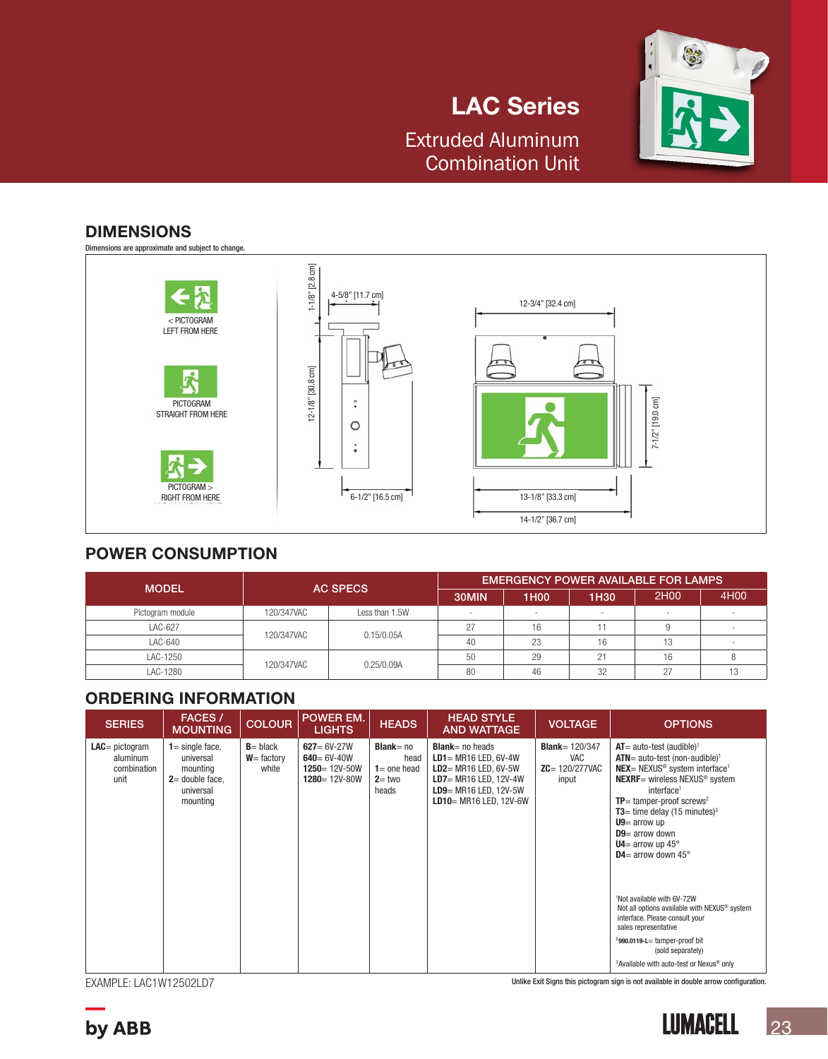# LAC Series

Extruded Aluminum
Combination Unit

## DIMENSIONS

Dimensions are approximate and subject to change.

< PICTOGRAM
LEFT FROM HERE

PICTOGRAM
STRAIGHT FROM HERE

PICTOGRAM >
RIGHT FROM HERE

1-1/8" [2.8 cm]
4-5/8" [11.7 cm]
12-1/8" [30.8 cm]
6-1/2" [16.5 cm]
12-3/4" [32.4 cm]
7-1/2" [19.0 cm]
13-1/8" [33.3 cm]
14-1/2" [36.7 cm]

## POWER CONSUMPTION

| MODEL | AC SPECS | | EMERGENCY POWER AVAILABLE FOR LAMPS | | | | |
|---|---|---|---|---|---|---|---|
| | | | 30MIN | 1H00 | 1H30 | 2H00 | 4H00 |
| Pictogram module | 120/347VAC | Less than 1.5W | - | - | - | - | - |
| LAC-627 | 120/347VAC | 0.15/0.05A | 27 | 16 | 11 | 9 | - |
| LAC-640 | | | 40 | 23 | 16 | 13 | - |
| LAC-1250 | 120/347VAC | 0.25/0.09A | 50 | 29 | 21 | 16 | 8 |
| LAC-1280 | | | 80 | 46 | 32 | 27 | 13 |

## ORDERING INFORMATION

| SERIES | FACES / MOUNTING | COLOUR | POWER EM. LIGHTS | HEADS | HEAD STYLE AND WATTAGE | VOLTAGE | OPTIONS |
|---|---|---|---|---|---|---|---|
| **LAC**= pictogram aluminum combination unit | **1**= single face, universal mounting<br>**2**= double face, universal mounting | **B**= black<br>**W**= factory white | **627**= 6V-27W<br>**640**= 6V-40W<br>**1250**= 12V-50W<br>**1280**= 12V-80W | **Blank**= no head<br>**1**= one head<br>**2**= two heads | **Blank**= no heads<br>**LD1**= MR16 LED, 6V-4W<br>**LD2**= MR16 LED, 6V-5W<br>**LD7**= MR16 LED, 12V-4W<br>**LD9**= MR16 LED, 12V-5W<br>**LD10**= MR16 LED, 12V-6W | **Blank**= 120/347 VAC<br>**ZC**= 120/277VAC input | **AT**= auto-test (audible)[1]<br>**ATN**= auto-test (non-audible)[1]<br>**NEX**= NEXUS® system interface[1]<br>**NEXRF**= wireless NEXUS® system interface[1]<br>**TP**= tamper-proof screws[2]<br>**T3**= time delay (15 minutes)[3]<br>**U9**= arrow up<br>**D9**= arrow down<br>**U4**= arrow up 45°<br>**D4**= arrow down 45° |

[1]Not available with 6V-72W
Not all options available with NEXUS® system interface. Please consult your sales representative

[2]**990.0119-L**= tamper-proof bit (sold separately)

[3]Available with auto-test or Nexus® only

EXAMPLE: LAC1W12502LD7

Unlike Exit Signs this pictogram sign is not available in double arrow configuration.

by ABB

LUMACELL